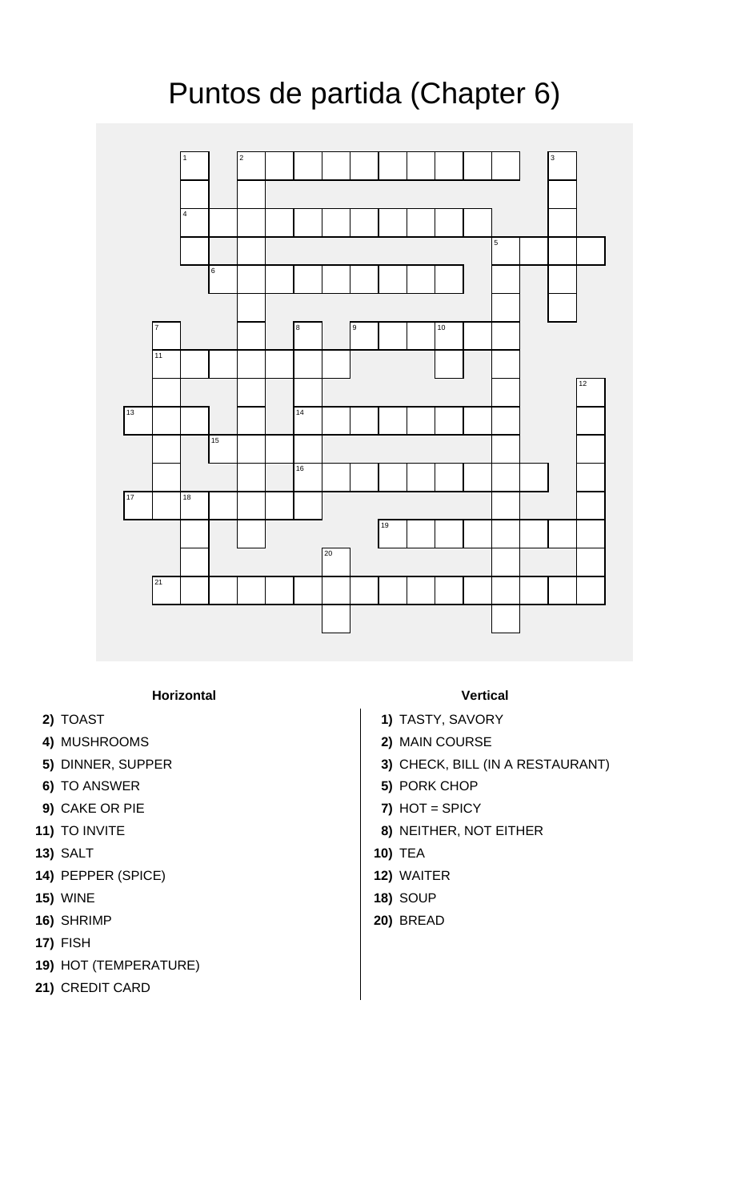# Puntos de partida (Chapter 6)

**Horizontal**

- **2)** TOAST
- **4)** MUSHROOMS
- **5)** DINNER, SUPPER
- **6)** TO ANSWER
- **9)** CAKE OR PIE
- **11)** TO INVITE
- **13)** SALT
- **14)** PEPPER (SPICE)
- **15)** WINE
- **16)** SHRIMP
- **17)** FISH
- **19)** HOT (TEMPERATURE)
- **21)** CREDIT CARD

**Vertical**

- **1)** TASTY, SAVORY
- **2)** MAIN COURSE
- **3)** CHECK, BILL (IN A RESTAURANT)
- **5)** PORK CHOP
- **7)** HOT = SPICY
- **8)** NEITHER, NOT EITHER
- **10)** TEA
- **12)** WAITER
- **18)** SOUP
- **20)** BREAD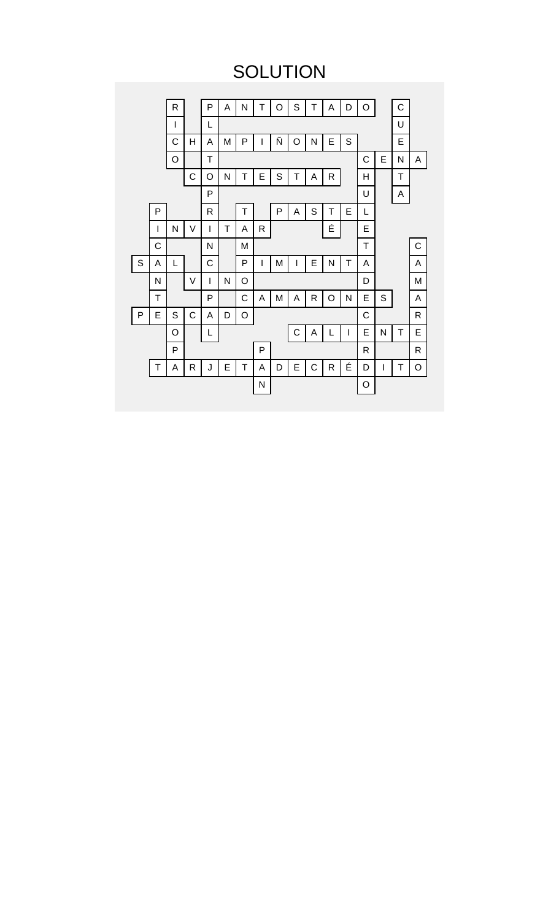# SOLUTION

| | | | | | | | | | | | | | | | | |
|---|---|---|---|---|---|---|---|---|---|---|---|---|---|---|---|---|
| | | R | | P | A | N | T | O | S | T | A | D | O | | C | |
| | | I | | L | | | | | | | | | | | U | |
| | | C | H | A | M | P | I | Ñ | O | N | E | S | | | E | |
| | | O | | T | | | | | | | | | C | E | N | A |
| | | | C | O | N | T | E | S | T | A | R | | H | | T | |
| | | | | P | | | | | | | | | U | | A | |
| | P | | | R | | T | | P | A | S | T | E | L | | | |
| | I | N | V | I | T | A | R | | | | É | | E | | | |
| | C | | | N | | M | | | | | | | T | | | C |
| S | A | L | | C | | P | I | M | I | E | N | T | A | | | A |
| | N | | V | I | N | O | | | | | | | D | | | M |
| | T | | | P | | C | A | M | A | R | O | N | E | S | | A |
| P | E | S | C | A | D | O | | | | | | | C | | | R |
| | | O | | L | | | | | C | A | L | I | E | N | T | E |
| | | P | | | | | P | | | | | | R | | | R |
| | T | A | R | J | E | T | A | D | E | C | R | É | D | I | T | O |
| | | | | | | | N | | | | | | O | | | |